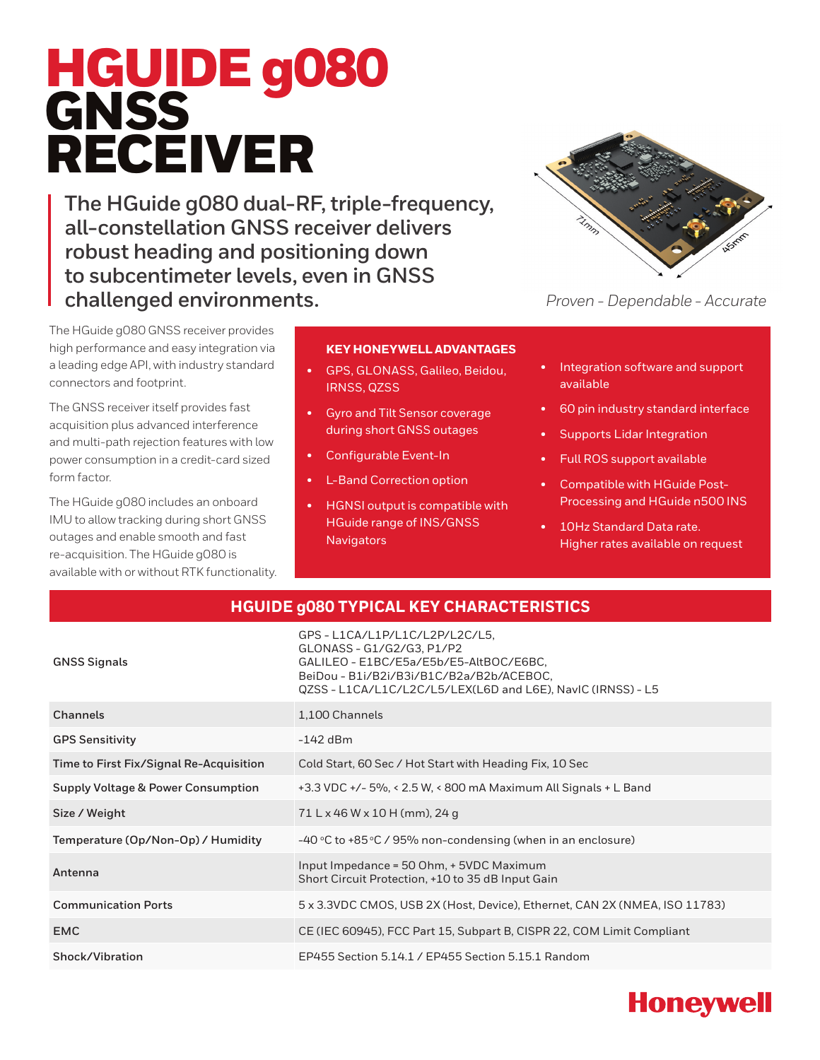# HGUIDE g080 GNSS RECEIVER

**The HGuide g080 dual-RF, triple-frequency, all-constellation GNSS receiver delivers robust heading and positioning down to subcentimeter levels, even in GNSS challenged environments.**

*Proven - Dependable - Accurate*

The HGuide g080 GNSS receiver provides high performance and easy integration via a leading edge API, with industry standard connectors and footprint.

The GNSS receiver itself provides fast acquisition plus advanced interference and multi-path rejection features with low power consumption in a credit-card sized form factor.

The HGuide g080 includes an onboard IMU to allow tracking during short GNSS outages and enable smooth and fast re-acquisition. The HGuide g080 is available with or without RTK functionality.

### KEY HONEYWELL ADVANTAGES

- GPS, GLONASS, Galileo, Beidou, IRNSS, QZSS
- Gyro and Tilt Sensor coverage during short GNSS outages
- Configurable Event-In
- L-Band Correction option
- HGNSI output is compatible with HGuide range of INS/GNSS Navigators
- Integration software and support available
- 60 pin industry standard interface
- Supports Lidar Integration
- Full ROS support available
- Compatible with HGuide Post-Processing and HGuide n500 INS
- 10Hz Standard Data rate. Higher rates available on request

## HGUIDE g080 TYPICAL KEY CHARACTERISTICS

| | |
|---|---|
| GNSS Signals | GPS - L1CA/L1P/L1C/L2P/L2C/L5, GLONASS - G1/G2/G3, P1/P2 GALILEO - E1BC/E5a/E5b/E5-AltBOC/E6BC, BeiDou - B1i/B2i/B3i/B1C/B2a/B2b/ACEBOC, QZSS - L1CA/L1C/L2C/L5/LEX(L6D and L6E), NavIC (IRNSS) - L5 |
| Channels | 1,100 Channels |
| GPS Sensitivity | -142 dBm |
| Time to First Fix/Signal Re-Acquisition | Cold Start, 60 Sec / Hot Start with Heading Fix, 10 Sec |
| Supply Voltage & Power Consumption | +3.3 VDC +/- 5%, < 2.5 W, < 800 mA Maximum All Signals + L Band |
| Size / Weight | 71 L x 46 W x 10 H (mm), 24 g |
| Temperature (Op/Non-Op) / Humidity | -40 °C to +85 °C / 95% non-condensing (when in an enclosure) |
| Antenna | Input Impedance = 50 Ohm, + 5VDC Maximum Short Circuit Protection, +10 to 35 dB Input Gain |
| Communication Ports | 5 x 3.3VDC CMOS, USB 2X (Host, Device), Ethernet, CAN 2X (NMEA, ISO 11783) |
| EMC | CE (IEC 60945), FCC Part 15, Subpart B, CISPR 22, COM Limit Compliant |
| Shock/Vibration | EP455 Section 5.14.1 / EP455 Section 5.15.1 Random |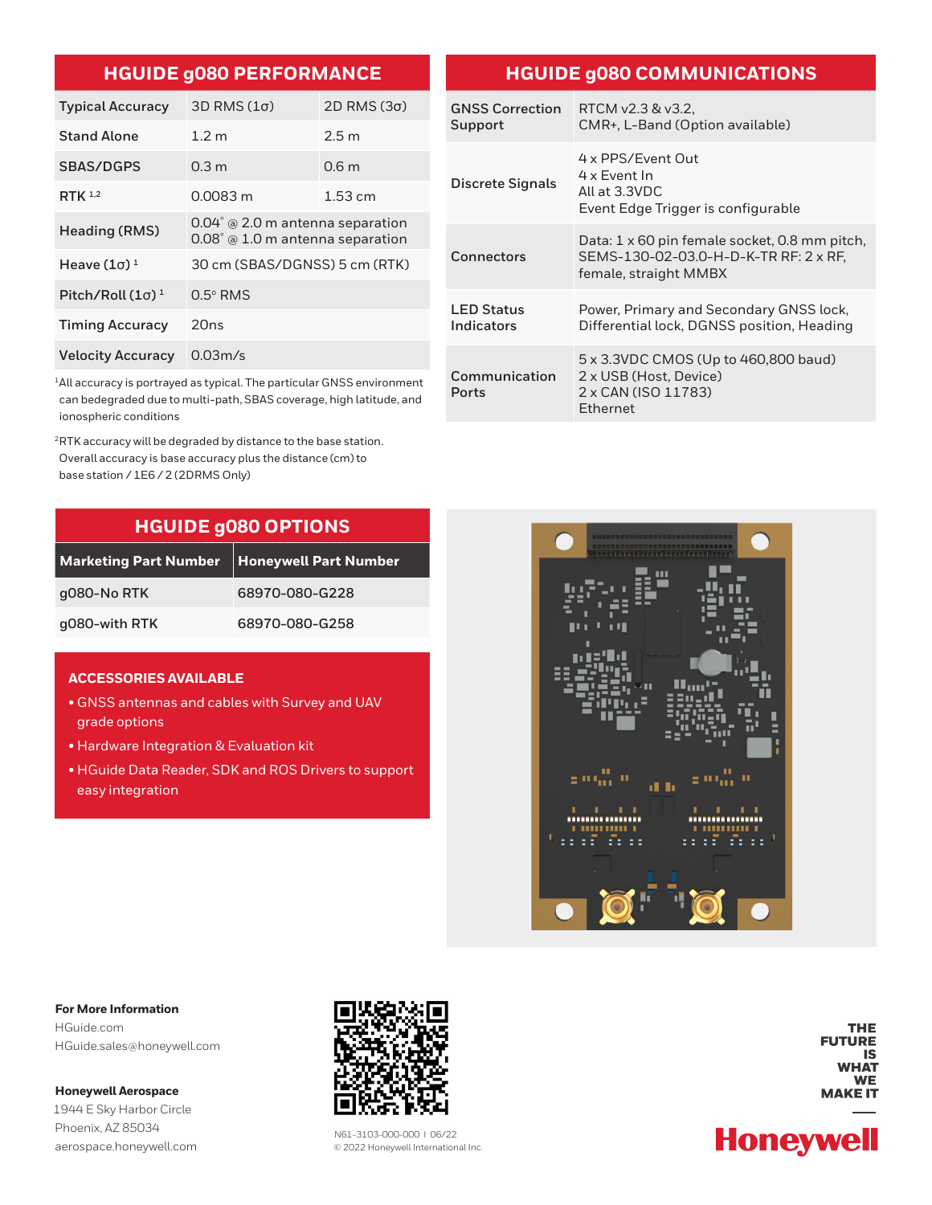## HGUIDE g080 PERFORMANCE

| Typical Accuracy | 3D RMS (1σ) | 2D RMS (3σ) |
|---|---|---|
| Stand Alone | 1.2 m | 2.5 m |
| SBAS/DGPS | 0.3 m | 0.6 m |
| RTK [1,2] | 0.0083 m | 1.53 cm |
| Heading (RMS) | 0.04° @ 2.0 m antenna separation<br>0.08° @ 1.0 m antenna separation | |
| Heave (1σ) [1] | 30 cm (SBAS/DGNSS) 5 cm (RTK) | |
| Pitch/Roll (1σ) [1] | 0.5° RMS | |
| Timing Accuracy | 20ns | |
| Velocity Accuracy | 0.03m/s | |

[1]All accuracy is portrayed as typical. The particular GNSS environment can bedegraded due to multi-path, SBAS coverage, high latitude, and ionospheric conditions

[2]RTK accuracy will be degraded by distance to the base station. Overall accuracy is base accuracy plus the distance (cm) to base station / 1E6 / 2 (2DRMS Only)

## HGUIDE g080 COMMUNICATIONS

| | |
|---|---|
| GNSS Correction Support | RTCM v2.3 & v3.2,<br>CMR+, L-Band (Option available) |
| Discrete Signals | 4 x PPS/Event Out<br>4 x Event In<br>All at 3.3VDC<br>Event Edge Trigger is configurable |
| Connectors | Data: 1 x 60 pin female socket, 0.8 mm pitch, SEMS-130-02-03.0-H-D-K-TR RF: 2 x RF, female, straight MMBX |
| LED Status Indicators | Power, Primary and Secondary GNSS lock, Differential lock, DGNSS position, Heading |
| Communication Ports | 5 x 3.3VDC CMOS (Up to 460,800 baud)<br>2 x USB (Host, Device)<br>2 x CAN (ISO 11783)<br>Ethernet |

## HGUIDE g080 OPTIONS

| Marketing Part Number | Honeywell Part Number |
|---|---|
| g080-No RTK | 68970-080-G228 |
| g080-with RTK | 68970-080-G258 |

### ACCESSORIES AVAILABLE

- GNSS antennas and cables with Survey and UAV grade options
- Hardware Integration & Evaluation kit
- HGuide Data Reader, SDK and ROS Drivers to support easy integration

**For More Information**
HGuide.com
HGuide.sales@honeywell.com

**Honeywell Aerospace**
1944 E Sky Harbor Circle
Phoenix, AZ 85034
aerospace.honeywell.com

N61-3103-000-000 I 06/22
© 2022 Honeywell International Inc.

THE FUTURE IS WHAT WE MAKE IT

Honeywell